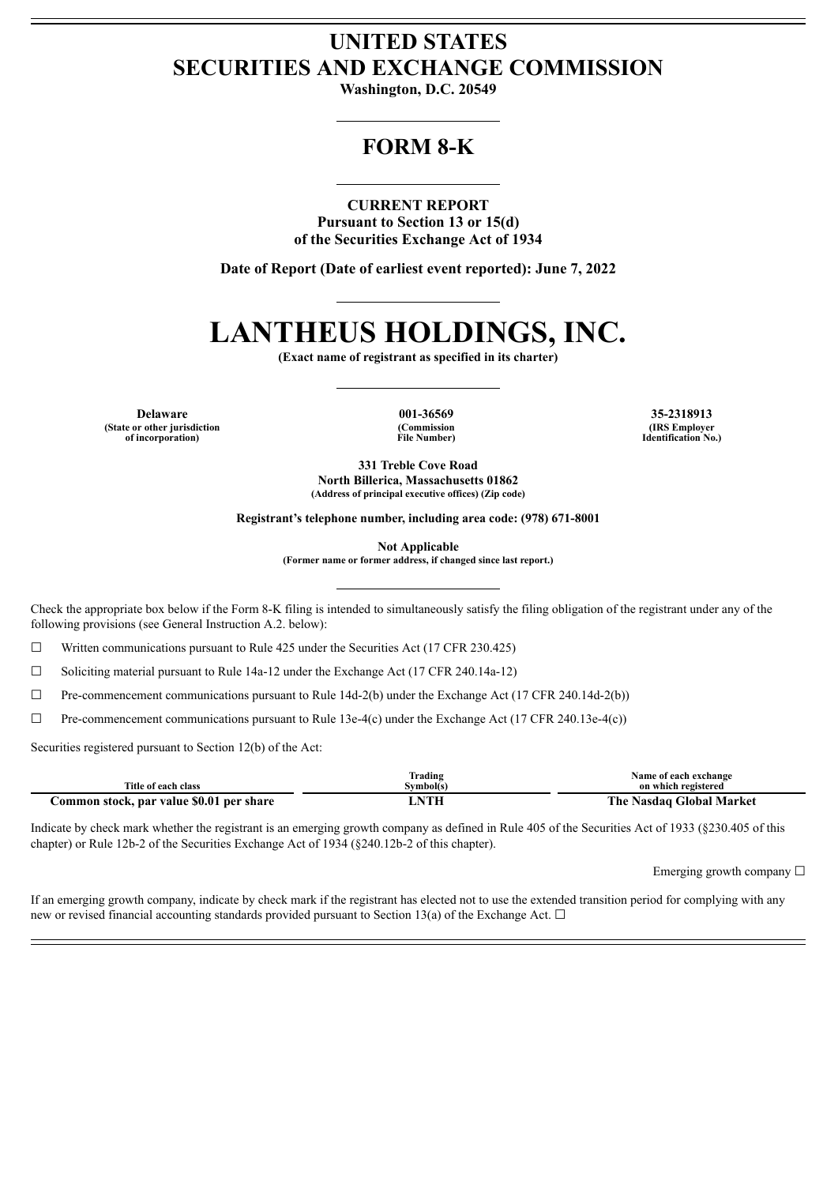# UNITED STATES
# SECURITIES AND EXCHANGE COMMISSION

**Washington, D.C. 20549**

## FORM 8-K

**CURRENT REPORT**
**Pursuant to Section 13 or 15(d)**
**of the Securities Exchange Act of 1934**

**Date of Report (Date of earliest event reported): June 7, 2022**

# LANTHEUS HOLDINGS, INC.

**(Exact name of registrant as specified in its charter)**

| Delaware | 001-36569 | 35-2318913 |
|---|---|---|
| (State or other jurisdiction of incorporation) | (Commission File Number) | (IRS Employer Identification No.) |

**331 Treble Cove Road**
**North Billerica, Massachusetts 01862**
**(Address of principal executive offices) (Zip code)**

**Registrant's telephone number, including area code: (978) 671-8001**

**Not Applicable**
**(Former name or former address, if changed since last report.)**

Check the appropriate box below if the Form 8-K filing is intended to simultaneously satisfy the filing obligation of the registrant under any of the following provisions (see General Instruction A.2. below):

☐ Written communications pursuant to Rule 425 under the Securities Act (17 CFR 230.425)

☐ Soliciting material pursuant to Rule 14a-12 under the Exchange Act (17 CFR 240.14a-12)

☐ Pre-commencement communications pursuant to Rule 14d-2(b) under the Exchange Act (17 CFR 240.14d-2(b))

☐ Pre-commencement communications pursuant to Rule 13e-4(c) under the Exchange Act (17 CFR 240.13e-4(c))

Securities registered pursuant to Section 12(b) of the Act:

| Title of each class | Trading Symbol(s) | Name of each exchange on which registered |
|---|---|---|
| **Common stock, par value $0.01 per share** | **LNTH** | **The Nasdaq Global Market** |

Indicate by check mark whether the registrant is an emerging growth company as defined in Rule 405 of the Securities Act of 1933 (§230.405 of this chapter) or Rule 12b-2 of the Securities Exchange Act of 1934 (§240.12b-2 of this chapter).

Emerging growth company ☐

If an emerging growth company, indicate by check mark if the registrant has elected not to use the extended transition period for complying with any new or revised financial accounting standards provided pursuant to Section 13(a) of the Exchange Act. ☐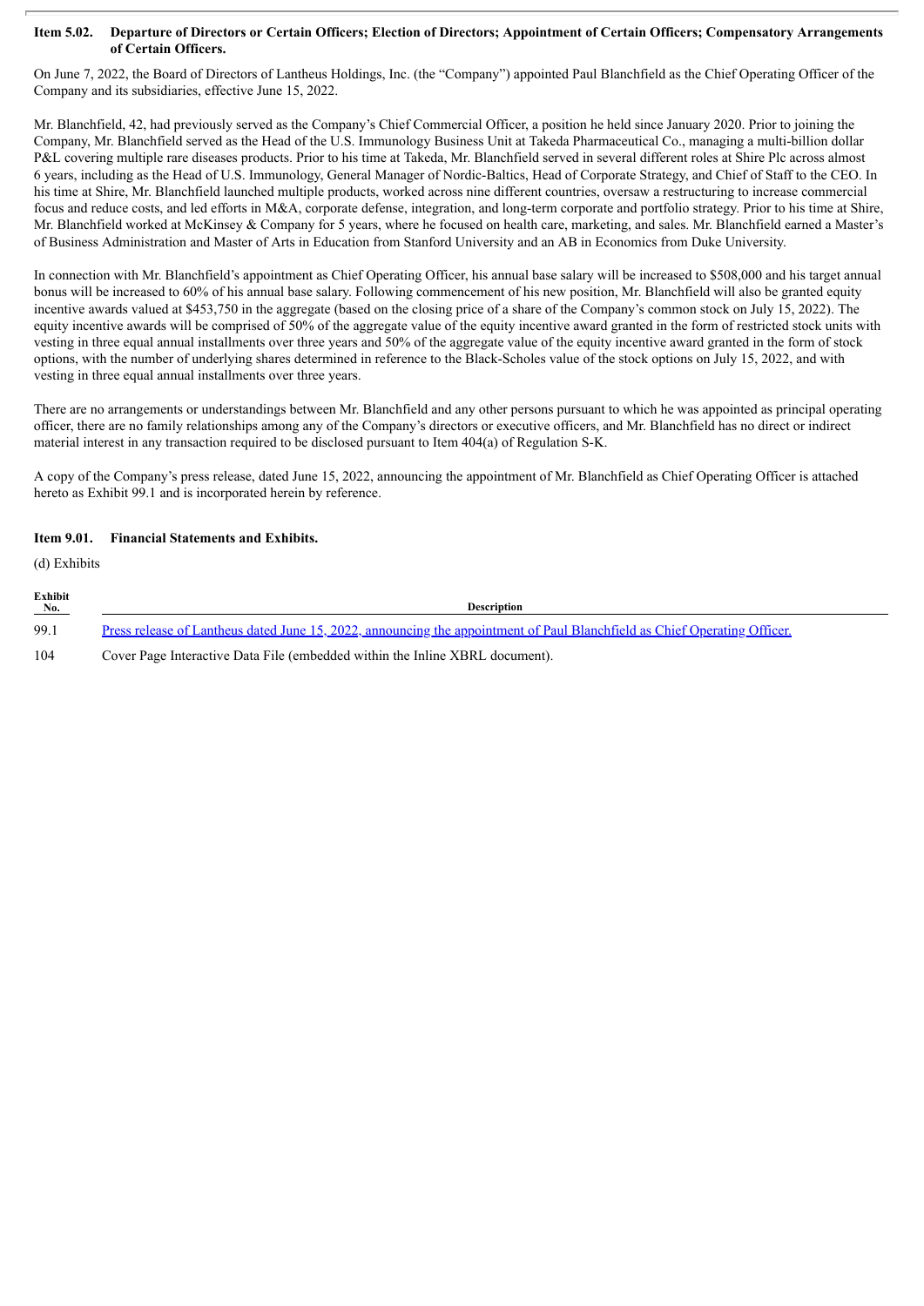### Item 5.02. Departure of Directors or Certain Officers; Election of Directors; Appointment of Certain Officers; Compensatory Arrangements of Certain Officers.

On June 7, 2022, the Board of Directors of Lantheus Holdings, Inc. (the "Company") appointed Paul Blanchfield as the Chief Operating Officer of the Company and its subsidiaries, effective June 15, 2022.

Mr. Blanchfield, 42, had previously served as the Company's Chief Commercial Officer, a position he held since January 2020. Prior to joining the Company, Mr. Blanchfield served as the Head of the U.S. Immunology Business Unit at Takeda Pharmaceutical Co., managing a multi-billion dollar P&L covering multiple rare diseases products. Prior to his time at Takeda, Mr. Blanchfield served in several different roles at Shire Plc across almost 6 years, including as the Head of U.S. Immunology, General Manager of Nordic-Baltics, Head of Corporate Strategy, and Chief of Staff to the CEO. In his time at Shire, Mr. Blanchfield launched multiple products, worked across nine different countries, oversaw a restructuring to increase commercial focus and reduce costs, and led efforts in M&A, corporate defense, integration, and long-term corporate and portfolio strategy. Prior to his time at Shire, Mr. Blanchfield worked at McKinsey & Company for 5 years, where he focused on health care, marketing, and sales. Mr. Blanchfield earned a Master's of Business Administration and Master of Arts in Education from Stanford University and an AB in Economics from Duke University.

In connection with Mr. Blanchfield's appointment as Chief Operating Officer, his annual base salary will be increased to $508,000 and his target annual bonus will be increased to 60% of his annual base salary. Following commencement of his new position, Mr. Blanchfield will also be granted equity incentive awards valued at $453,750 in the aggregate (based on the closing price of a share of the Company's common stock on July 15, 2022). The equity incentive awards will be comprised of 50% of the aggregate value of the equity incentive award granted in the form of restricted stock units with vesting in three equal annual installments over three years and 50% of the aggregate value of the equity incentive award granted in the form of stock options, with the number of underlying shares determined in reference to the Black-Scholes value of the stock options on July 15, 2022, and with vesting in three equal annual installments over three years.

There are no arrangements or understandings between Mr. Blanchfield and any other persons pursuant to which he was appointed as principal operating officer, there are no family relationships among any of the Company's directors or executive officers, and Mr. Blanchfield has no direct or indirect material interest in any transaction required to be disclosed pursuant to Item 404(a) of Regulation S-K.

A copy of the Company's press release, dated June 15, 2022, announcing the appointment of Mr. Blanchfield as Chief Operating Officer is attached hereto as Exhibit 99.1 and is incorporated herein by reference.

### Item 9.01. Financial Statements and Exhibits.

(d) Exhibits

| Exhibit No. | Description |
|---|---|
| 99.1 | Press release of Lantheus dated June 15, 2022, announcing the appointment of Paul Blanchfield as Chief Operating Officer. |
| 104 | Cover Page Interactive Data File (embedded within the Inline XBRL document). |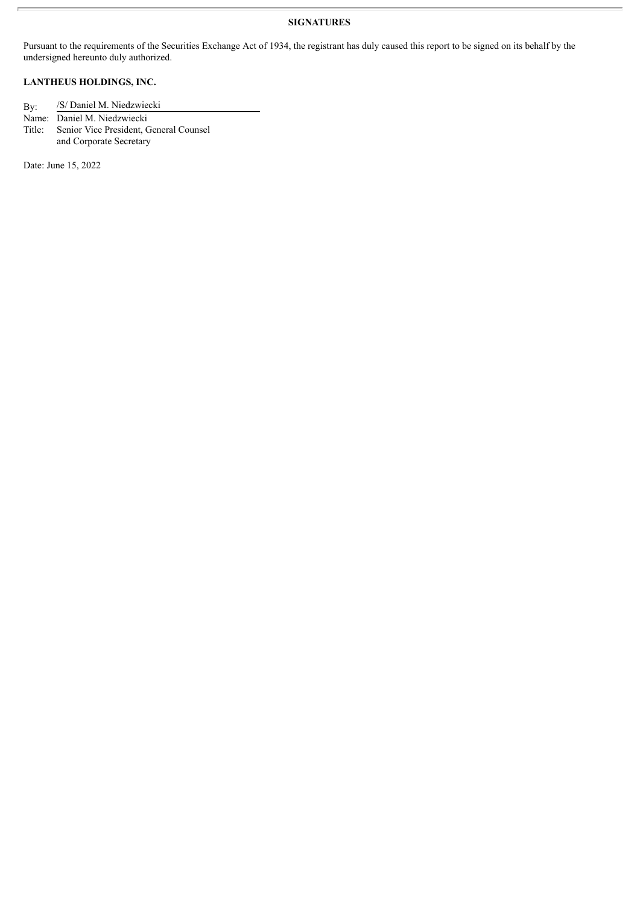**SIGNATURES**

Pursuant to the requirements of the Securities Exchange Act of 1934, the registrant has duly caused this report to be signed on its behalf by the undersigned hereunto duly authorized.

**LANTHEUS HOLDINGS, INC.**

By: /S/ Daniel M. Niedzwiecki
Name: Daniel M. Niedzwiecki
Title: Senior Vice President, General Counsel and Corporate Secretary

Date: June 15, 2022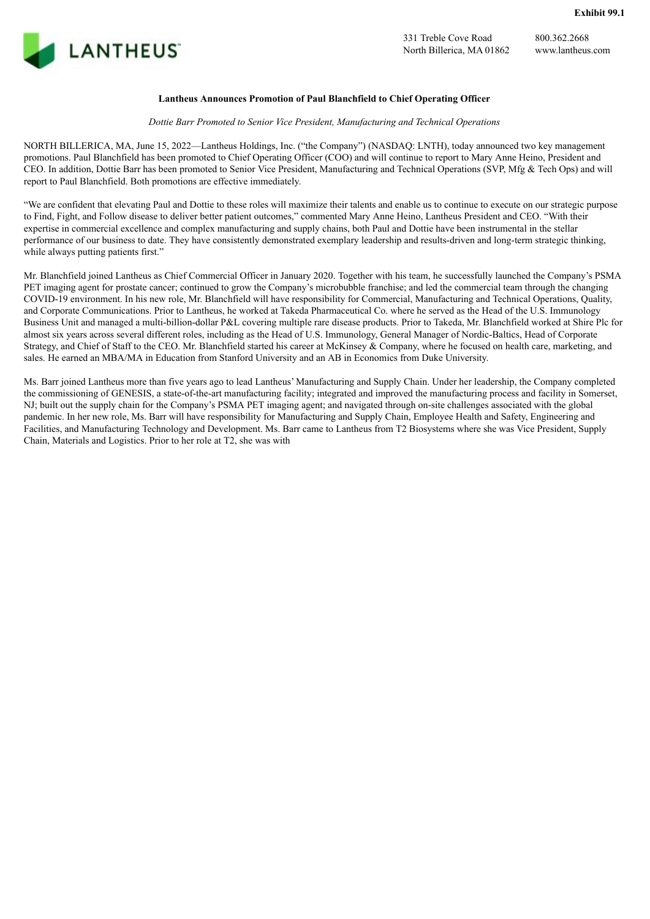Exhibit 99.1

LANTHEUS

331 Treble Cove Road
North Billerica, MA 01862

800.362.2668
www.lantheus.com

**Lantheus Announces Promotion of Paul Blanchfield to Chief Operating Officer**

*Dottie Barr Promoted to Senior Vice President, Manufacturing and Technical Operations*

NORTH BILLERICA, MA, June 15, 2022—Lantheus Holdings, Inc. ("the Company") (NASDAQ: LNTH), today announced two key management promotions. Paul Blanchfield has been promoted to Chief Operating Officer (COO) and will continue to report to Mary Anne Heino, President and CEO. In addition, Dottie Barr has been promoted to Senior Vice President, Manufacturing and Technical Operations (SVP, Mfg & Tech Ops) and will report to Paul Blanchfield. Both promotions are effective immediately.

"We are confident that elevating Paul and Dottie to these roles will maximize their talents and enable us to continue to execute on our strategic purpose to Find, Fight, and Follow disease to deliver better patient outcomes," commented Mary Anne Heino, Lantheus President and CEO. "With their expertise in commercial excellence and complex manufacturing and supply chains, both Paul and Dottie have been instrumental in the stellar performance of our business to date. They have consistently demonstrated exemplary leadership and results-driven and long-term strategic thinking, while always putting patients first."

Mr. Blanchfield joined Lantheus as Chief Commercial Officer in January 2020. Together with his team, he successfully launched the Company's PSMA PET imaging agent for prostate cancer; continued to grow the Company's microbubble franchise; and led the commercial team through the changing COVID-19 environment. In his new role, Mr. Blanchfield will have responsibility for Commercial, Manufacturing and Technical Operations, Quality, and Corporate Communications. Prior to Lantheus, he worked at Takeda Pharmaceutical Co. where he served as the Head of the U.S. Immunology Business Unit and managed a multi-billion-dollar P&L covering multiple rare disease products. Prior to Takeda, Mr. Blanchfield worked at Shire Plc for almost six years across several different roles, including as the Head of U.S. Immunology, General Manager of Nordic-Baltics, Head of Corporate Strategy, and Chief of Staff to the CEO. Mr. Blanchfield started his career at McKinsey & Company, where he focused on health care, marketing, and sales. He earned an MBA/MA in Education from Stanford University and an AB in Economics from Duke University.

Ms. Barr joined Lantheus more than five years ago to lead Lantheus' Manufacturing and Supply Chain. Under her leadership, the Company completed the commissioning of GENESIS, a state-of-the-art manufacturing facility; integrated and improved the manufacturing process and facility in Somerset, NJ; built out the supply chain for the Company's PSMA PET imaging agent; and navigated through on-site challenges associated with the global pandemic. In her new role, Ms. Barr will have responsibility for Manufacturing and Supply Chain, Employee Health and Safety, Engineering and Facilities, and Manufacturing Technology and Development. Ms. Barr came to Lantheus from T2 Biosystems where she was Vice President, Supply Chain, Materials and Logistics. Prior to her role at T2, she was with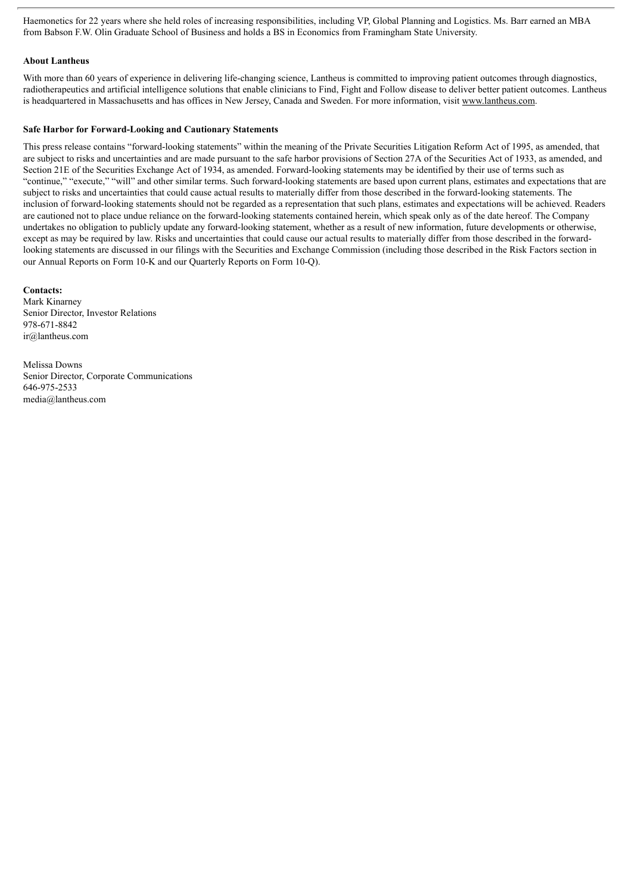Haemonetics for 22 years where she held roles of increasing responsibilities, including VP, Global Planning and Logistics. Ms. Barr earned an MBA from Babson F.W. Olin Graduate School of Business and holds a BS in Economics from Framingham State University.

**About Lantheus**

With more than 60 years of experience in delivering life-changing science, Lantheus is committed to improving patient outcomes through diagnostics, radiotherapeutics and artificial intelligence solutions that enable clinicians to Find, Fight and Follow disease to deliver better patient outcomes. Lantheus is headquartered in Massachusetts and has offices in New Jersey, Canada and Sweden. For more information, visit www.lantheus.com.

**Safe Harbor for Forward-Looking and Cautionary Statements**

This press release contains "forward-looking statements" within the meaning of the Private Securities Litigation Reform Act of 1995, as amended, that are subject to risks and uncertainties and are made pursuant to the safe harbor provisions of Section 27A of the Securities Act of 1933, as amended, and Section 21E of the Securities Exchange Act of 1934, as amended. Forward-looking statements may be identified by their use of terms such as "continue," "execute," "will" and other similar terms. Such forward-looking statements are based upon current plans, estimates and expectations that are subject to risks and uncertainties that could cause actual results to materially differ from those described in the forward-looking statements. The inclusion of forward-looking statements should not be regarded as a representation that such plans, estimates and expectations will be achieved. Readers are cautioned not to place undue reliance on the forward-looking statements contained herein, which speak only as of the date hereof. The Company undertakes no obligation to publicly update any forward-looking statement, whether as a result of new information, future developments or otherwise, except as may be required by law. Risks and uncertainties that could cause our actual results to materially differ from those described in the forward-looking statements are discussed in our filings with the Securities and Exchange Commission (including those described in the Risk Factors section in our Annual Reports on Form 10-K and our Quarterly Reports on Form 10-Q).

**Contacts:**
Mark Kinarney
Senior Director, Investor Relations
978-671-8842
ir@lantheus.com

Melissa Downs
Senior Director, Corporate Communications
646-975-2533
media@lantheus.com